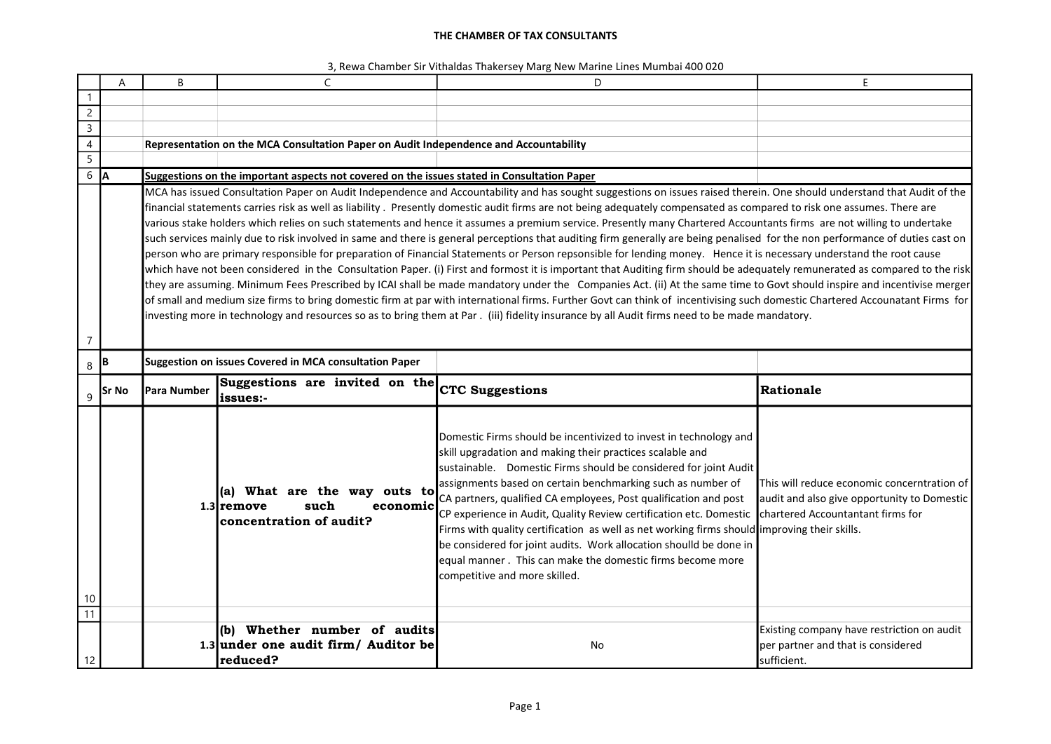# THE CHAMBER OF TAX CONSULTANTS

3, Rewa Chamber Sir Vithaldas Thakersey Marg New Marine Lines Mumbai 400 020

## Representation on the MCA Consultation Paper on Audit Independence and Accountability

### A Suggestions on the important aspects not covered on the issues stated in Consultation Paper

MCA has issued Consultation Paper on Audit Independence and Accountability and has sought suggestions on issues raised therein. One should understand that Audit of the financial statements carries risk as well as liability . Presently domestic audit firms are not being adequately compensated as compared to risk one assumes. There are various stake holders which relies on such statements and hence it assumes a premium service. Presently many Chartered Accountants firms are not willing to undertake such services mainly due to risk involved in same and there is general perceptions that auditing firm generally are being penalised for the non performance of duties cast on person who are primary responsible for preparation of Financial Statements or Person repsonsible for lending money. Hence it is necessary understand the root cause which have not been considered in the Consultation Paper. (i) First and formost it is important that Auditing firm should be adequately remunerated as compared to the risk they are assuming. Minimum Fees Prescribed by ICAI shall be made mandatory under the Companies Act. (ii) At the same time to Govt should inspire and incentivise merger of small and medium size firms to bring domestic firm at par with international firms. Further Govt can think of incentivising such domestic Chartered Accounatant Firms for investing more in technology and resources so as to bring them at Par . (iii) fidelity insurance by all Audit firms need to be made mandatory.

### B Suggestion on issues Covered in MCA consultation Paper

| Sr No | Para Number | Suggestions are invited on the issues:- | CTC Suggestions | Rationale |
|---|---|---|---|---|
| | 1.3 | **(a) What are the way outs to remove such economic concentration of audit?** | Domestic Firms should be incentivized to invest in technology and skill upgradation and making their practices scalable and sustainable. Domestic Firms should be considered for joint Audit assignments based on certain benchmarking such as number of CA partners, qualified CA employees, Post qualification and post CP experience in Audit, Quality Review certification etc. Domestic Firms with quality certification as well as net working firms should be considered for joint audits. Work allocation shoulld be done in equal manner . This can make the domestic firms become more competitive and more skilled. | This will reduce economic concerntration of audit and also give opportunity to Domestic chartered Accountantant firms for improving their skills. |
| | 1.3 | **(b) Whether number of audits under one audit firm/ Auditor be reduced?** | No | Existing company have restriction on audit per partner and that is considered sufficient. |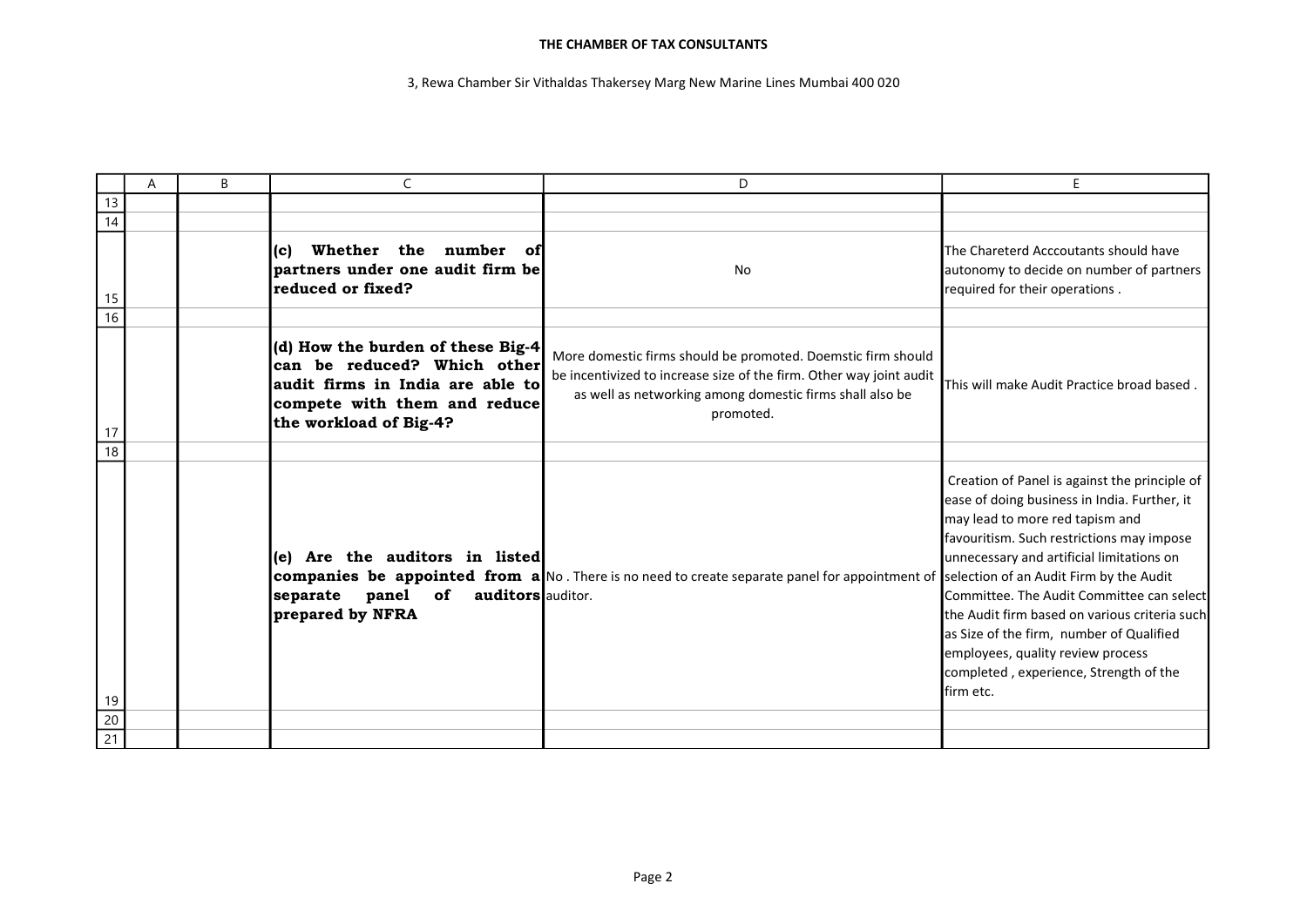**THE CHAMBER OF TAX CONSULTANTS**

3, Rewa Chamber Sir Vithaldas Thakersey Marg New Marine Lines Mumbai 400 020

| | A | B | C | D | E |
|---|---|---|---|---|---|
| 13 | | | | | |
| 14 | | | | | |
| 15 | | | **(c) Whether the number of partners under one audit firm be reduced or fixed?** | No | The Charetered Acccoutants should have autonomy to decide on number of partners required for their operations . |
| 16 | | | | | |
| 17 | | | **(d) How the burden of these Big-4 can be reduced? Which other audit firms in India are able to compete with them and reduce the workload of Big-4?** | More domestic firms should be promoted. Doemstic firm should be incentivized to increase size of the firm. Other way joint audit as well as networking among domestic firms shall also be promoted. | This will make Audit Practice broad based . |
| 18 | | | | | |
| 19 | | | **(e) Are the auditors in listed companies be appointed from a separate panel of auditors prepared by NFRA** | No . There is no need to create separate panel for appointment of auditor. | Creation of Panel is against the principle of ease of doing business in India. Further, it may lead to more red tapism and favouritism. Such restrictions may impose unnecessary and artificial limitations on selection of an Audit Firm by the Audit Committee. The Audit Committee can select the Audit firm based on various criteria such as Size of the firm, number of Qualified employees, quality review process completed , experience, Strength of the firm etc. |
| 20 | | | | | |
| 21 | | | | | |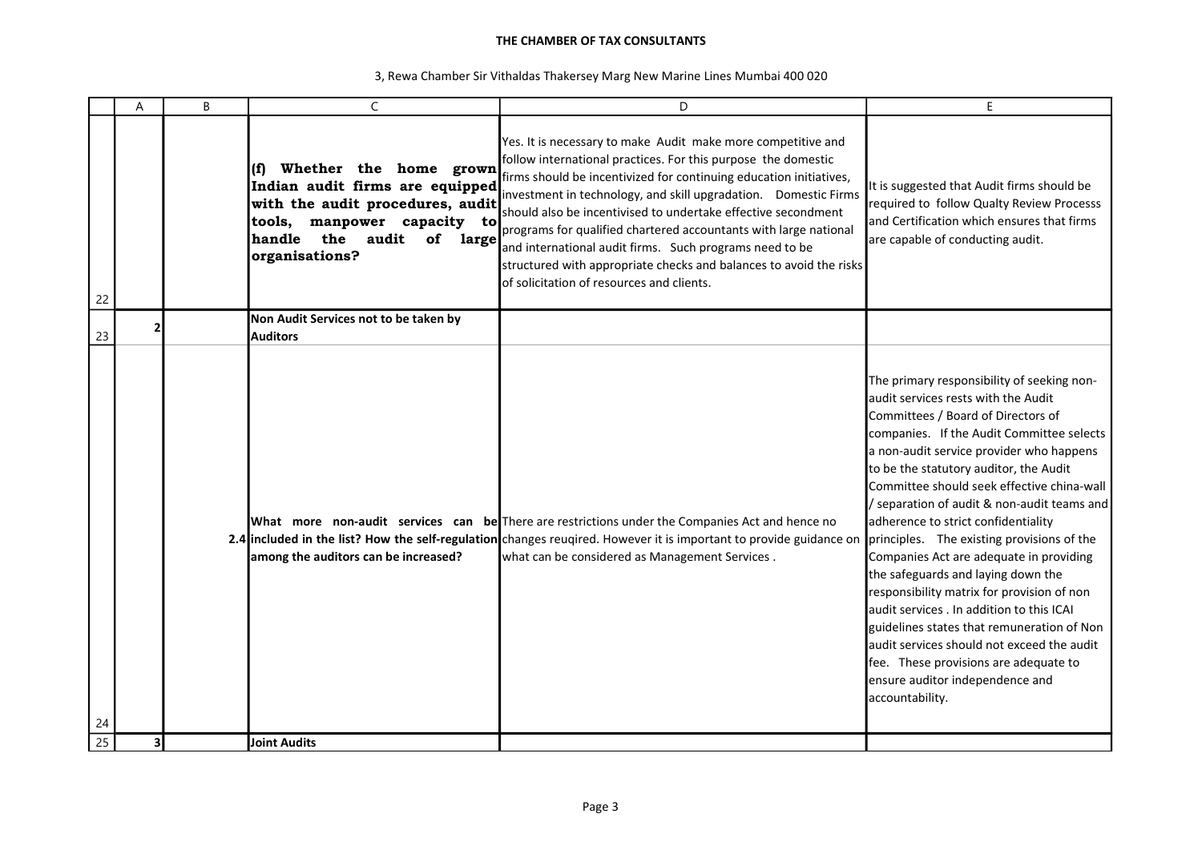**THE CHAMBER OF TAX CONSULTANTS**

3, Rewa Chamber Sir Vithaldas Thakersey Marg New Marine Lines Mumbai 400 020

| | A | B | C | D | E |
|---|---|---|---|---|---|
| 22 | | | **(f) Whether the home grown Indian audit firms are equipped with the audit procedures, audit tools, manpower capacity to handle the audit of large organisations?** | Yes. It is necessary to make Audit make more competitive and follow international practices. For this purpose the domestic firms should be incentivized for continuing education initiatives, investment in technology, and skill upgradation. Domestic Firms should also be incentivised to undertake effective secondment programs for qualified chartered accountants with large national and international audit firms. Such programs need to be structured with appropriate checks and balances to avoid the risks of solicitation of resources and clients. | It is suggested that Audit firms should be required to follow Qualty Review Processs and Certification which ensures that firms are capable of conducting audit. |
| 23 | **2** | | **Non Audit Services not to be taken by Auditors** | | |
| 24 | | **2.4** | **What more non-audit services can be included in the list? How the self-regulation among the auditors can be increased?** | There are restrictions under the Companies Act and hence no changes reuqired. However it is important to provide guidance on what can be considered as Management Services . | The primary responsibility of seeking non-audit services rests with the Audit Committees / Board of Directors of companies. If the Audit Committee selects a non-audit service provider who happens to be the statutory auditor, the Audit Committee should seek effective china-wall / separation of audit & non-audit teams and adherence to strict confidentiality principles. The existing provisions of the Companies Act are adequate in providing the safeguards and laying down the responsibility matrix for provision of non audit services . In addition to this ICAI guidelines states that remuneration of Non audit services should not exceed the audit fee. These provisions are adequate to ensure auditor independence and accountability. |
| 25 | **3** | | **Joint Audits** | | |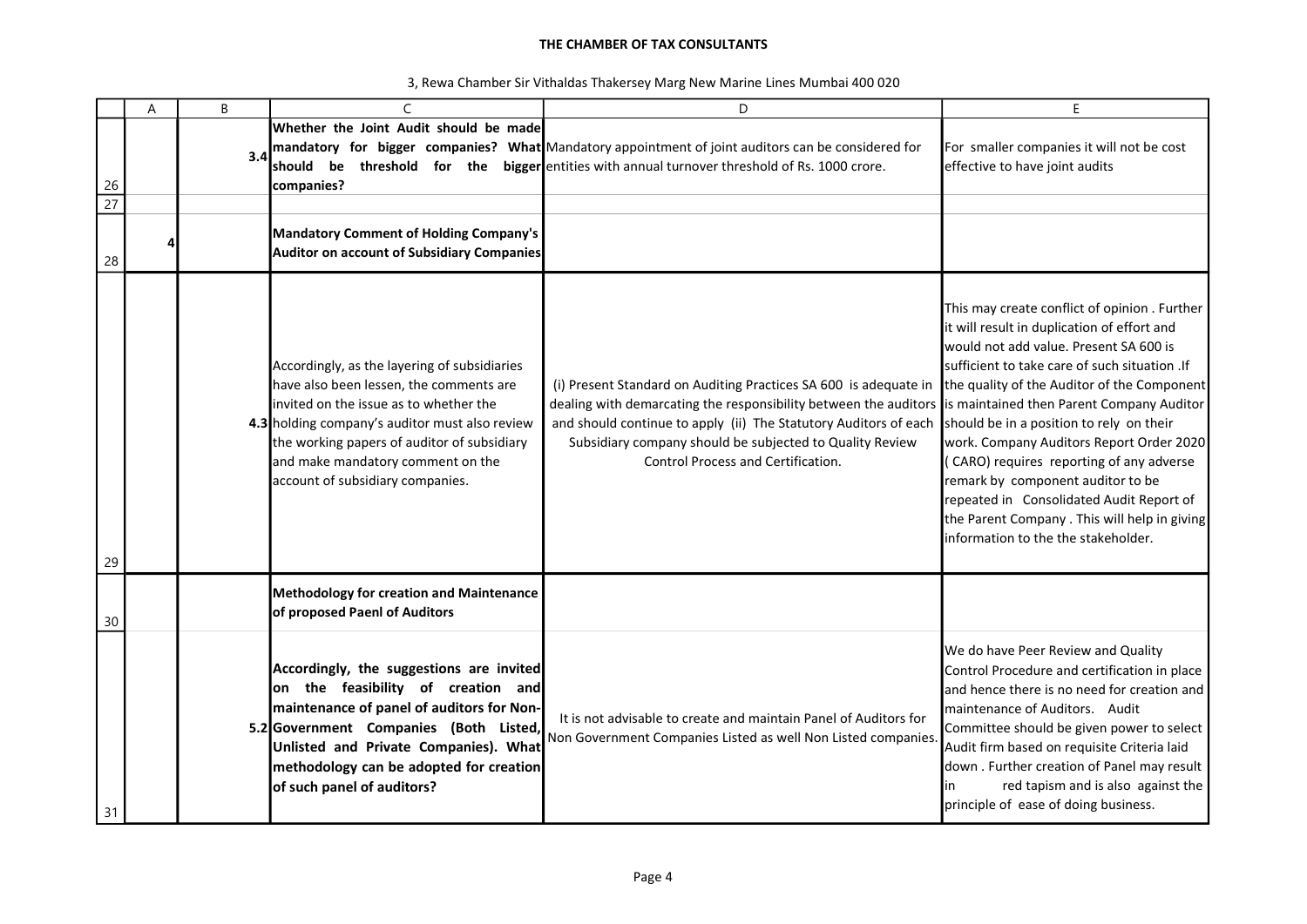**THE CHAMBER OF TAX CONSULTANTS**

3, Rewa Chamber Sir Vithaldas Thakersey Marg New Marine Lines Mumbai 400 020

| | A | B | C | D | E |
|---|---|---|---|---|---|
| 26 | | 3.4 | **Whether the Joint Audit should be made mandatory for bigger companies? What should be threshold for the bigger companies?** | Mandatory appointment of joint auditors can be considered for entities with annual turnover threshold of Rs. 1000 crore. | For smaller companies it will not be cost effective to have joint audits |
| 27 | | | | | |
| 28 | 4 | | **Mandatory Comment of Holding Company's Auditor on account of Subsidiary Companies** | | |
| 29 | | 4.3 | Accordingly, as the layering of subsidiaries have also been lessen, the comments are invited on the issue as to whether the holding company's auditor must also review the working papers of auditor of subsidiary and make mandatory comment on the account of subsidiary companies. | (i) Present Standard on Auditing Practices SA 600 is adequate in dealing with demarcating the responsibility between the auditors and should continue to apply (ii) The Statutory Auditors of each Subsidiary company should be subjected to Quality Review Control Process and Certification. | This may create conflict of opinion . Further it will result in duplication of effort and would not add value. Present SA 600 is sufficient to take care of such situation .If the quality of the Auditor of the Component is maintained then Parent Company Auditor should be in a position to rely on their work. Company Auditors Report Order 2020 ( CARO) requires reporting of any adverse remark by component auditor to be repeated in Consolidated Audit Report of the Parent Company . This will help in giving information to the the stakeholder. |
| 30 | | | **Methodology for creation and Maintenance of proposed Paenl of Auditors** | | |
| 31 | | 5.2 | **Accordingly, the suggestions are invited on the feasibility of creation and maintenance of panel of auditors for Non-Government Companies (Both Listed, Unlisted and Private Companies). What methodology can be adopted for creation of such panel of auditors?** | It is not advisable to create and maintain Panel of Auditors for Non Government Companies Listed as well Non Listed companies. | We do have Peer Review and Quality Control Procedure and certification in place and hence there is no need for creation and maintenance of Auditors. Audit Committee should be given power to select Audit firm based on requisite Criteria laid down . Further creation of Panel may result in red tapism and is also against the principle of ease of doing business. |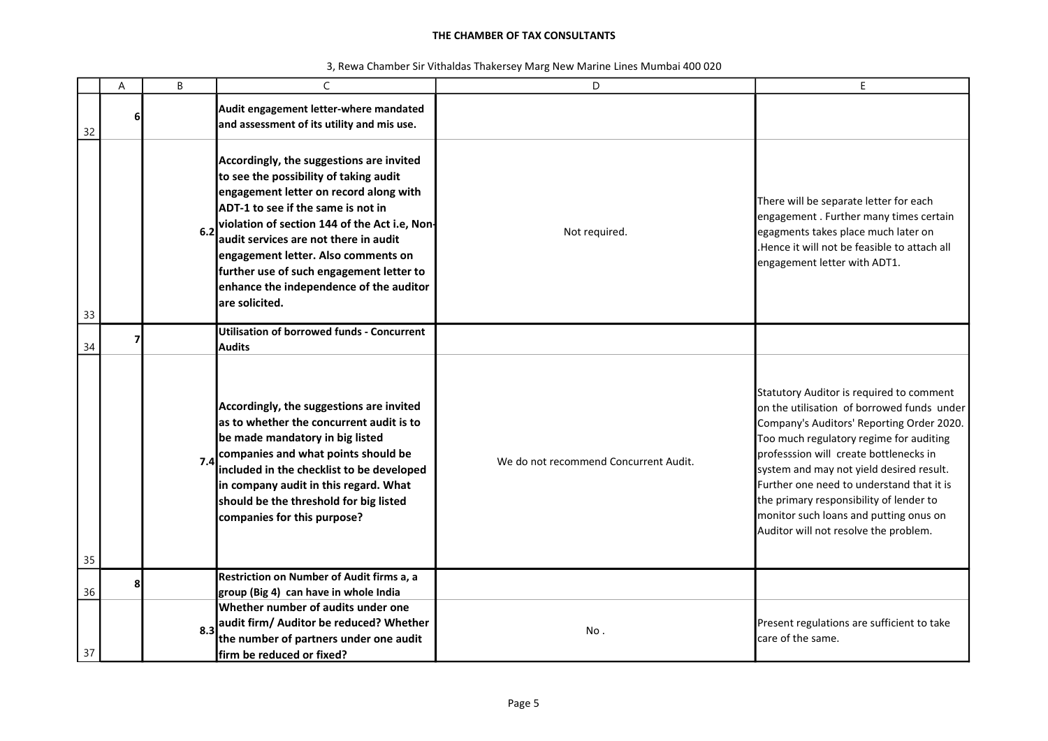**THE CHAMBER OF TAX CONSULTANTS**

3, Rewa Chamber Sir Vithaldas Thakersey Marg New Marine Lines Mumbai 400 020

| | A | B | C | D | E |
|---|---|---|---|---|---|
| 32 | 6 | | **Audit engagement letter-where mandated and assessment of its utility and mis use.** | | |
| 33 | | 6.2 | **Accordingly, the suggestions are invited to see the possibility of taking audit engagement letter on record along with ADT-1 to see if the same is not in violation of section 144 of the Act i.e, Non-audit services are not there in audit engagement letter. Also comments on further use of such engagement letter to enhance the independence of the auditor are solicited.** | Not required. | There will be separate letter for each engagement . Further many times certain egagments takes place much later on .Hence it will not be feasible to attach all engagement letter with ADT1. |
| 34 | 7 | | **Utilisation of borrowed funds - Concurrent Audits** | | |
| 35 | | 7.4 | **Accordingly, the suggestions are invited as to whether the concurrent audit is to be made mandatory in big listed companies and what points should be included in the checklist to be developed in company audit in this regard. What should be the threshold for big listed companies for this purpose?** | We do not recommend Concurrent Audit. | Statutory Auditor is required to comment on the utilisation of borrowed funds under Company's Auditors' Reporting Order 2020. Too much regulatory regime for auditing professsion will create bottlenecks in system and may not yield desired result. Further one need to understand that it is the primary responsibility of lender to monitor such loans and putting onus on Auditor will not resolve the problem. |
| 36 | 8 | | **Restriction on Number of Audit firms a, a group (Big 4) can have in whole India** | | |
| 37 | | 8.3 | **Whether number of audits under one audit firm/ Auditor be reduced? Whether the number of partners under one audit firm be reduced or fixed?** | No . | Present regulations are sufficient to take care of the same. |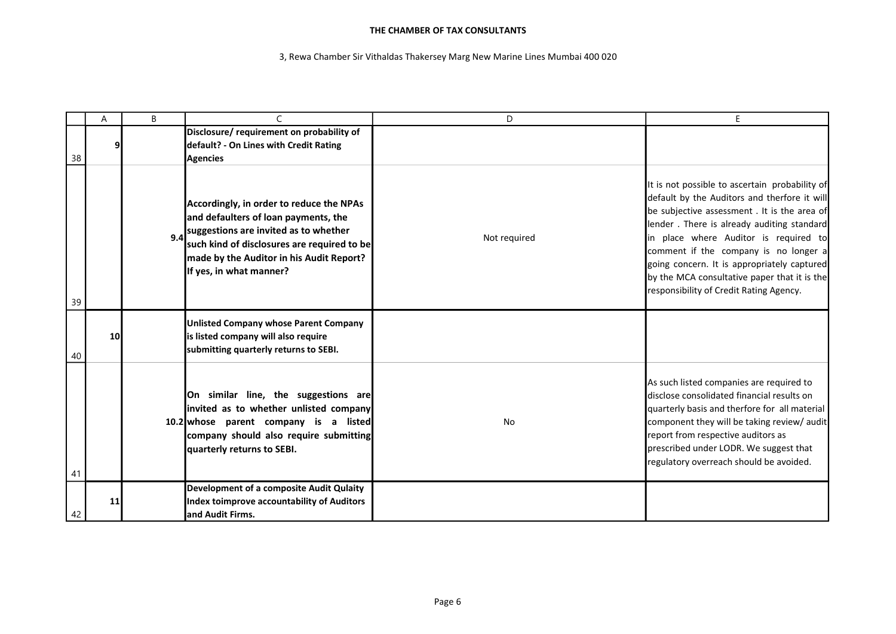THE CHAMBER OF TAX CONSULTANTS

3, Rewa Chamber Sir Vithaldas Thakersey Marg New Marine Lines Mumbai 400 020

| | A | B | C | D | E |
|---|---|---|---|---|---|
| 38 | 9 | | **Disclosure/ requirement on probability of default? - On Lines with Credit Rating Agencies** | | |
| 39 | | 9.4 | **Accordingly, in order to reduce the NPAs and defaulters of loan payments, the suggestions are invited as to whether such kind of disclosures are required to be made by the Auditor in his Audit Report? If yes, in what manner?** | Not required | It is not possible to ascertain probability of default by the Auditors and therfore it will be subjective assessment . It is the area of lender . There is already auditing standard in place where Auditor is required to comment if the company is no longer a going concern. It is appropriately captured by the MCA consultative paper that it is the responsibility of Credit Rating Agency. |
| 40 | 10 | | **Unlisted Company whose Parent Company is listed company will also require submitting quarterly returns to SEBI.** | | |
| 41 | | 10.2 | **On similar line, the suggestions are invited as to whether unlisted company whose parent company is a listed company should also require submitting quarterly returns to SEBI.** | No | As such listed companies are required to disclose consolidated financial results on quarterly basis and therfore for all material component they will be taking review/ audit report from respective auditors as prescribed under LODR. We suggest that regulatory overreach should be avoided. |
| 42 | 11 | | **Development of a composite Audit Qulaity Index toimprove accountability of Auditors and Audit Firms.** | | |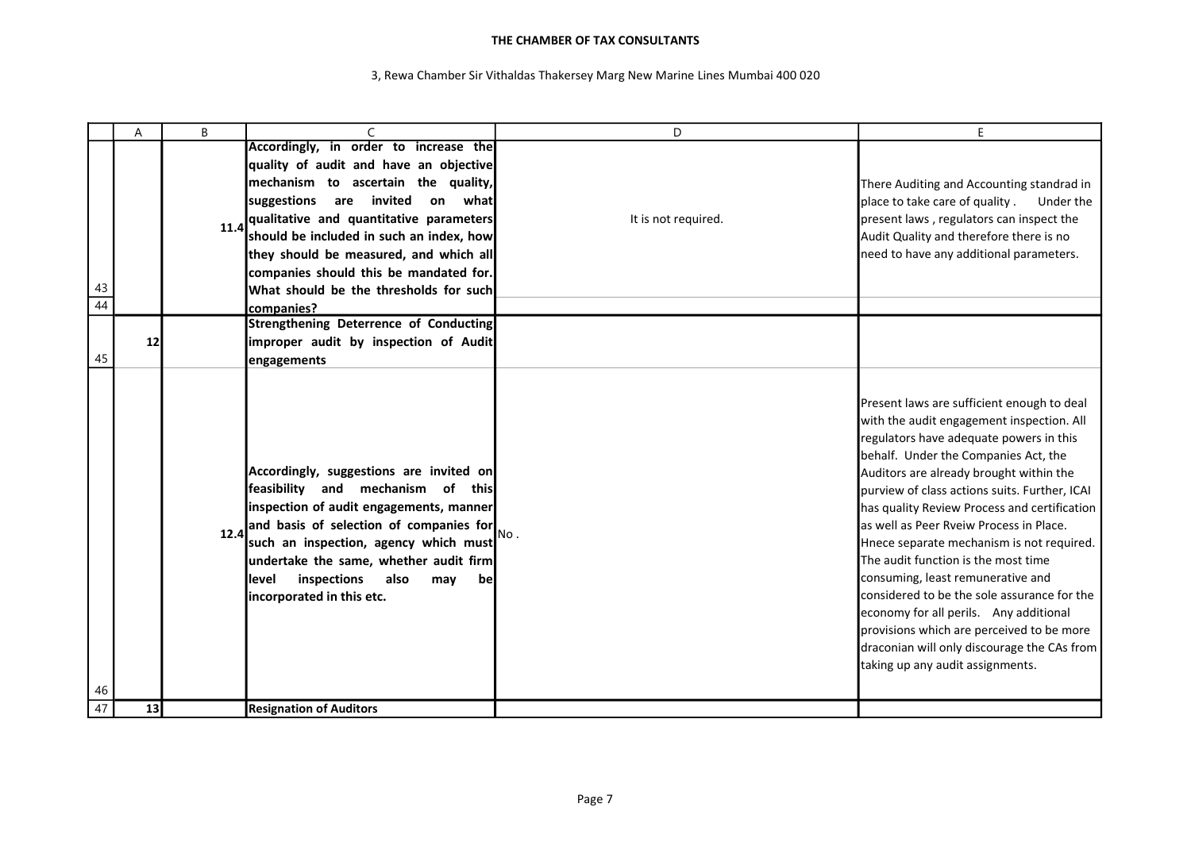**THE CHAMBER OF TAX CONSULTANTS**

3, Rewa Chamber Sir Vithaldas Thakersey Marg New Marine Lines Mumbai 400 020

| | A | B | C | D | E |
|---|---|---|---|---|---|
| 43 | | 11.4 | **Accordingly, in order to increase the quality of audit and have an objective mechanism to ascertain the quality, suggestions are invited on what qualitative and quantitative parameters should be included in such an index, how they should be measured, and which all companies should this be mandated for. What should be the thresholds for such companies?** | It is not required. | There Auditing and Accounting standrad in place to take care of quality . Under the present laws , regulators can inspect the Audit Quality and therefore there is no need to have any additional parameters. |
| 44 | | | | | |
| 45 | 12 | | **Strengthening Deterrence of Conducting improper audit by inspection of Audit engagements** | | |
| 46 | | 12.4 | **Accordingly, suggestions are invited on feasibility and mechanism of this inspection of audit engagements, manner and basis of selection of companies for such an inspection, agency which must undertake the same, whether audit firm level inspections also may be incorporated in this etc.** | No . | Present laws are sufficient enough to deal with the audit engagement inspection. All regulators have adequate powers in this behalf. Under the Companies Act, the Auditors are already brought within the purview of class actions suits. Further, ICAI has quality Review Process and certification as well as Peer Rveiw Process in Place. Hnece separate mechanism is not required. The audit function is the most time consuming, least remunerative and considered to be the sole assurance for the economy for all perils. Any additional provisions which are perceived to be more draconian will only discourage the CAs from taking up any audit assignments. |
| 47 | 13 | | **Resignation of Auditors** | | |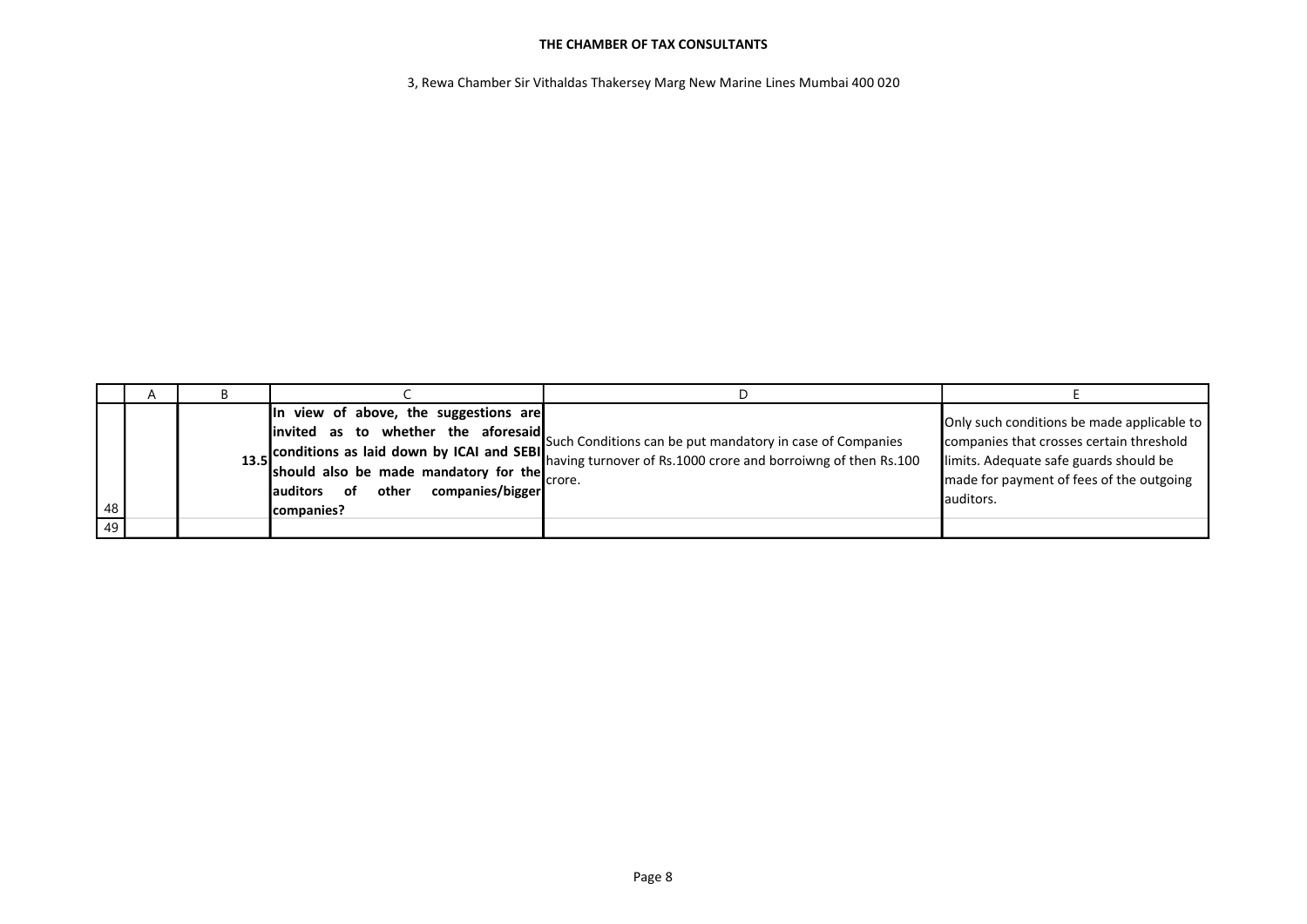**THE CHAMBER OF TAX CONSULTANTS**

3, Rewa Chamber Sir Vithaldas Thakersey Marg New Marine Lines Mumbai 400 020

| | A | B | C | D | E |
|---|---|---|---|---|---|
| 48 | | 13.5 | **In view of above, the suggestions are invited as to whether the aforesaid conditions as laid down by ICAI and SEBI should also be made mandatory for the auditors of other companies/bigger companies?** | Such Conditions can be put mandatory in case of Companies having turnover of Rs.1000 crore and borroiwng of then Rs.100 crore. | Only such conditions be made applicable to companies that crosses certain threshold limits. Adequate safe guards should be made for payment of fees of the outgoing auditors. |
| 49 | | | | | |